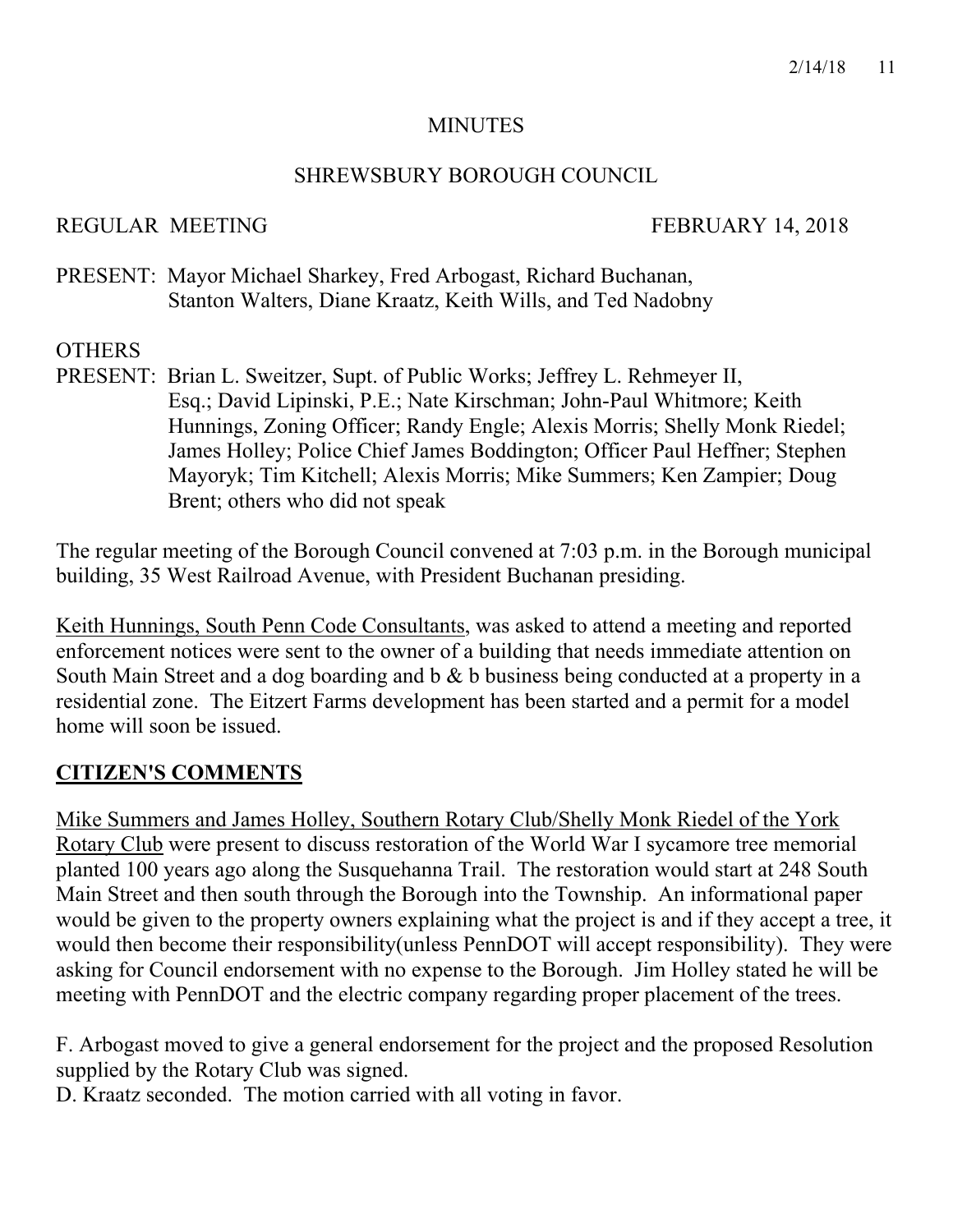MINUTES

SHREWSBURY BOROUGH COUNCIL

REGULAR MEETING FEBRUARY 14, 2018

PRESENT: Mayor Michael Sharkey, Fred Arbogast, Richard Buchanan, Stanton Walters, Diane Kraatz, Keith Wills, and Ted Nadobny

OTHERS PRESENT: Brian L. Sweitzer, Supt. of Public Works; Jeffrey L. Rehmeyer II, Esq.; David Lipinski, P.E.; Nate Kirschman; John-Paul Whitmore; Keith Hunnings, Zoning Officer; Randy Engle; Alexis Morris; Shelly Monk Riedel; James Holley; Police Chief James Boddington; Officer Paul Heffner; Stephen Mayoryk; Tim Kitchell; Alexis Morris; Mike Summers; Ken Zampier; Doug Brent; others who did not speak

The regular meeting of the Borough Council convened at 7:03 p.m. in the Borough municipal building, 35 West Railroad Avenue, with President Buchanan presiding.

Keith Hunnings, South Penn Code Consultants, was asked to attend a meeting and reported enforcement notices were sent to the owner of a building that needs immediate attention on South Main Street and a dog boarding and b & b business being conducted at a property in a residential zone. The Eitzert Farms development has been started and a permit for a model home will soon be issued.

## CITIZEN'S COMMENTS

Mike Summers and James Holley, Southern Rotary Club/Shelly Monk Riedel of the York Rotary Club were present to discuss restoration of the World War I sycamore tree memorial planted 100 years ago along the Susquehanna Trail. The restoration would start at 248 South Main Street and then south through the Borough into the Township. An informational paper would be given to the property owners explaining what the project is and if they accept a tree, it would then become their responsibility(unless PennDOT will accept responsibility). They were asking for Council endorsement with no expense to the Borough. Jim Holley stated he will be meeting with PennDOT and the electric company regarding proper placement of the trees.

F. Arbogast moved to give a general endorsement for the project and the proposed Resolution supplied by the Rotary Club was signed.
D. Kraatz seconded. The motion carried with all voting in favor.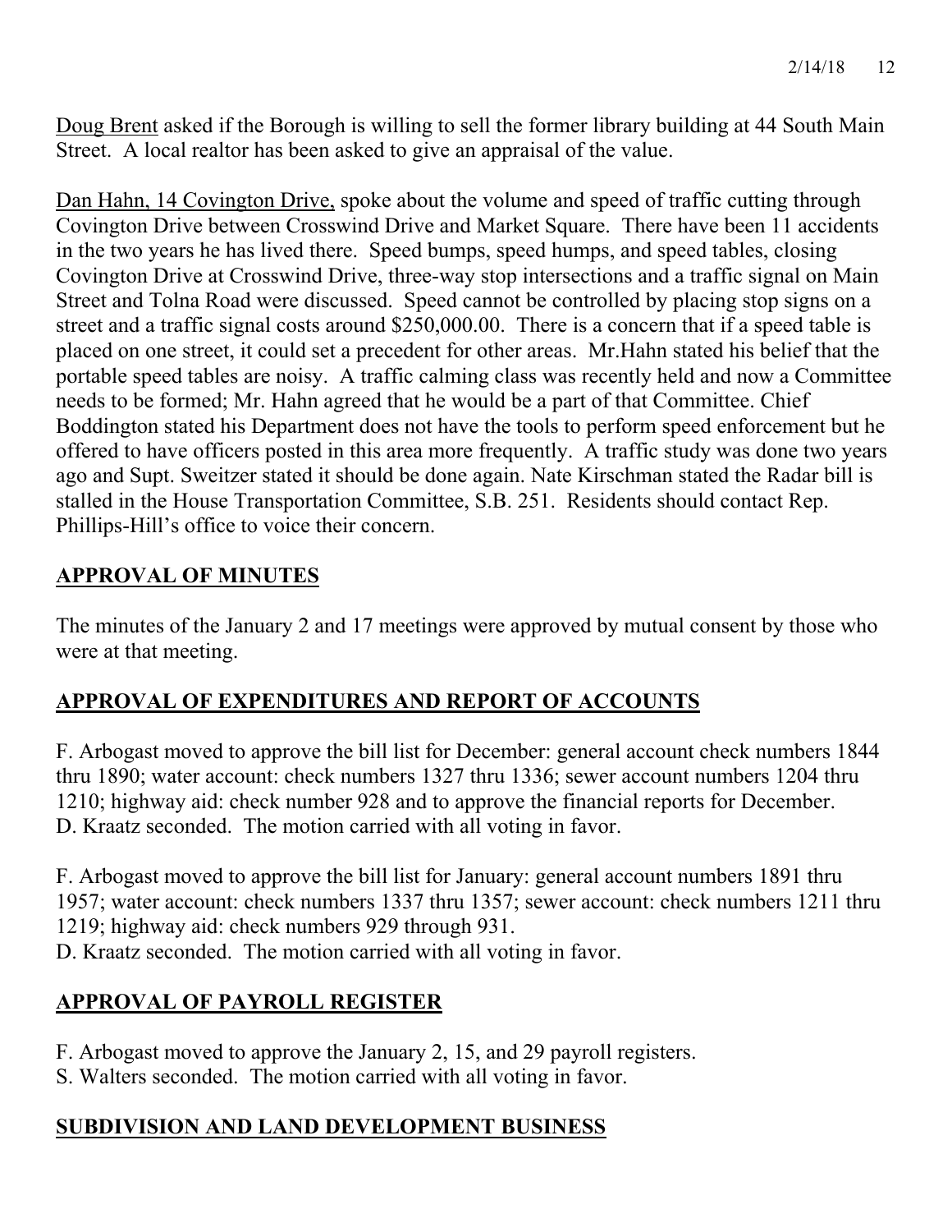Doug Brent asked if the Borough is willing to sell the former library building at 44 South Main Street. A local realtor has been asked to give an appraisal of the value.

Dan Hahn, 14 Covington Drive, spoke about the volume and speed of traffic cutting through Covington Drive between Crosswind Drive and Market Square. There have been 11 accidents in the two years he has lived there. Speed bumps, speed humps, and speed tables, closing Covington Drive at Crosswind Drive, three-way stop intersections and a traffic signal on Main Street and Tolna Road were discussed. Speed cannot be controlled by placing stop signs on a street and a traffic signal costs around $250,000.00. There is a concern that if a speed table is placed on one street, it could set a precedent for other areas. Mr.Hahn stated his belief that the portable speed tables are noisy. A traffic calming class was recently held and now a Committee needs to be formed; Mr. Hahn agreed that he would be a part of that Committee. Chief Boddington stated his Department does not have the tools to perform speed enforcement but he offered to have officers posted in this area more frequently. A traffic study was done two years ago and Supt. Sweitzer stated it should be done again. Nate Kirschman stated the Radar bill is stalled in the House Transportation Committee, S.B. 251. Residents should contact Rep. Phillips-Hill's office to voice their concern.

## APPROVAL OF MINUTES

The minutes of the January 2 and 17 meetings were approved by mutual consent by those who were at that meeting.

## APPROVAL OF EXPENDITURES AND REPORT OF ACCOUNTS

F. Arbogast moved to approve the bill list for December: general account check numbers 1844 thru 1890; water account: check numbers 1327 thru 1336; sewer account numbers 1204 thru 1210; highway aid: check number 928 and to approve the financial reports for December. D. Kraatz seconded. The motion carried with all voting in favor.

F. Arbogast moved to approve the bill list for January: general account numbers 1891 thru 1957; water account: check numbers 1337 thru 1357; sewer account: check numbers 1211 thru 1219; highway aid: check numbers 929 through 931.
D. Kraatz seconded. The motion carried with all voting in favor.

## APPROVAL OF PAYROLL REGISTER

F. Arbogast moved to approve the January 2, 15, and 29 payroll registers.
S. Walters seconded. The motion carried with all voting in favor.

## SUBDIVISION AND LAND DEVELOPMENT BUSINESS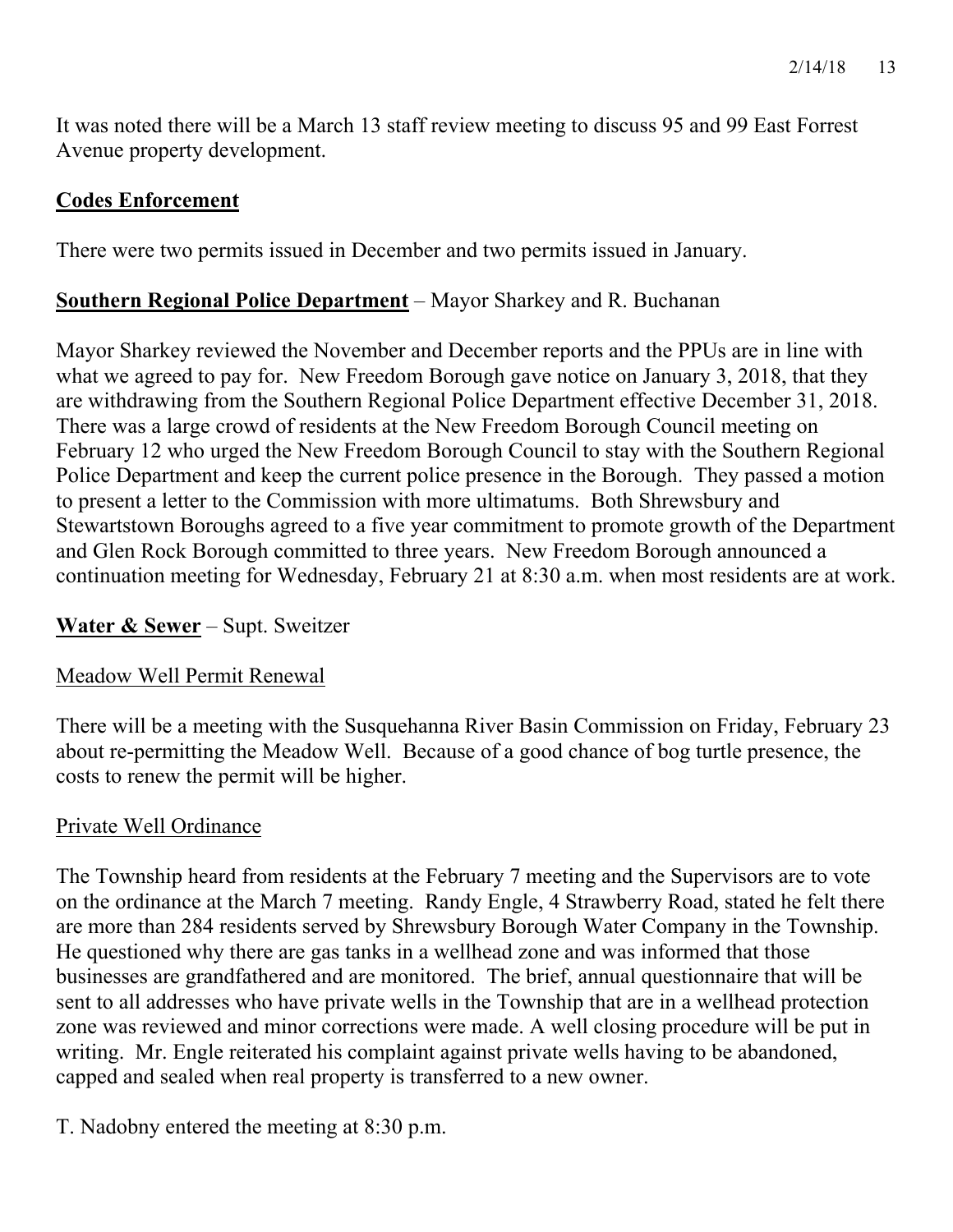It was noted there will be a March 13 staff review meeting to discuss 95 and 99 East Forrest Avenue property development.

**<u>Codes Enforcement</u>**

There were two permits issued in December and two permits issued in January.

**<u>Southern Regional Police Department</u>** – Mayor Sharkey and R. Buchanan

Mayor Sharkey reviewed the November and December reports and the PPUs are in line with what we agreed to pay for. New Freedom Borough gave notice on January 3, 2018, that they are withdrawing from the Southern Regional Police Department effective December 31, 2018. There was a large crowd of residents at the New Freedom Borough Council meeting on February 12 who urged the New Freedom Borough Council to stay with the Southern Regional Police Department and keep the current police presence in the Borough. They passed a motion to present a letter to the Commission with more ultimatums. Both Shrewsbury and Stewartstown Boroughs agreed to a five year commitment to promote growth of the Department and Glen Rock Borough committed to three years. New Freedom Borough announced a continuation meeting for Wednesday, February 21 at 8:30 a.m. when most residents are at work.

**<u>Water & Sewer</u>** – Supt. Sweitzer

<u>Meadow Well Permit Renewal</u>

There will be a meeting with the Susquehanna River Basin Commission on Friday, February 23 about re-permitting the Meadow Well. Because of a good chance of bog turtle presence, the costs to renew the permit will be higher.

<u>Private Well Ordinance</u>

The Township heard from residents at the February 7 meeting and the Supervisors are to vote on the ordinance at the March 7 meeting. Randy Engle, 4 Strawberry Road, stated he felt there are more than 284 residents served by Shrewsbury Borough Water Company in the Township. He questioned why there are gas tanks in a wellhead zone and was informed that those businesses are grandfathered and are monitored. The brief, annual questionnaire that will be sent to all addresses who have private wells in the Township that are in a wellhead protection zone was reviewed and minor corrections were made. A well closing procedure will be put in writing. Mr. Engle reiterated his complaint against private wells having to be abandoned, capped and sealed when real property is transferred to a new owner.

T. Nadobny entered the meeting at 8:30 p.m.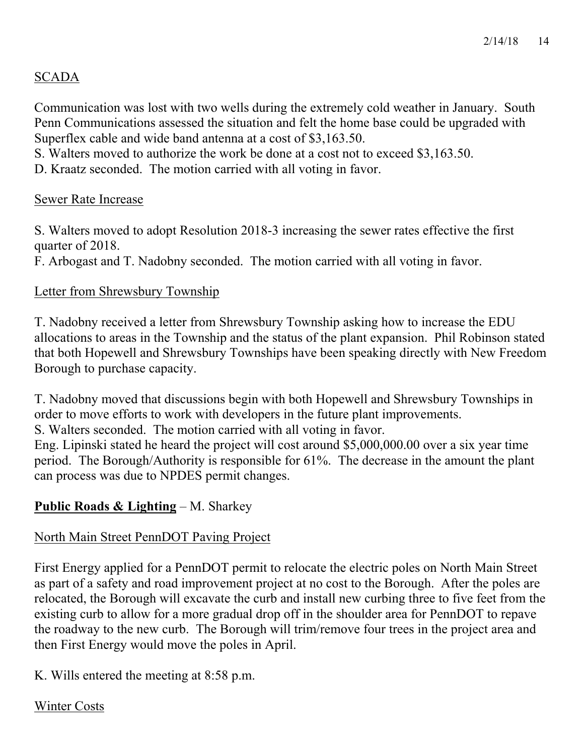SCADA

Communication was lost with two wells during the extremely cold weather in January. South Penn Communications assessed the situation and felt the home base could be upgraded with Superflex cable and wide band antenna at a cost of $3,163.50.
S. Walters moved to authorize the work be done at a cost not to exceed $3,163.50.
D. Kraatz seconded. The motion carried with all voting in favor.

Sewer Rate Increase

S. Walters moved to adopt Resolution 2018-3 increasing the sewer rates effective the first quarter of 2018.
F. Arbogast and T. Nadobny seconded. The motion carried with all voting in favor.

Letter from Shrewsbury Township

T. Nadobny received a letter from Shrewsbury Township asking how to increase the EDU allocations to areas in the Township and the status of the plant expansion. Phil Robinson stated that both Hopewell and Shrewsbury Townships have been speaking directly with New Freedom Borough to purchase capacity.

T. Nadobny moved that discussions begin with both Hopewell and Shrewsbury Townships in order to move efforts to work with developers in the future plant improvements.
S. Walters seconded. The motion carried with all voting in favor.
Eng. Lipinski stated he heard the project will cost around $5,000,000.00 over a six year time period. The Borough/Authority is responsible for 61%. The decrease in the amount the plant can process was due to NPDES permit changes.

**Public Roads & Lighting** – M. Sharkey

North Main Street PennDOT Paving Project

First Energy applied for a PennDOT permit to relocate the electric poles on North Main Street as part of a safety and road improvement project at no cost to the Borough. After the poles are relocated, the Borough will excavate the curb and install new curbing three to five feet from the existing curb to allow for a more gradual drop off in the shoulder area for PennDOT to repave the roadway to the new curb. The Borough will trim/remove four trees in the project area and then First Energy would move the poles in April.

K. Wills entered the meeting at 8:58 p.m.

Winter Costs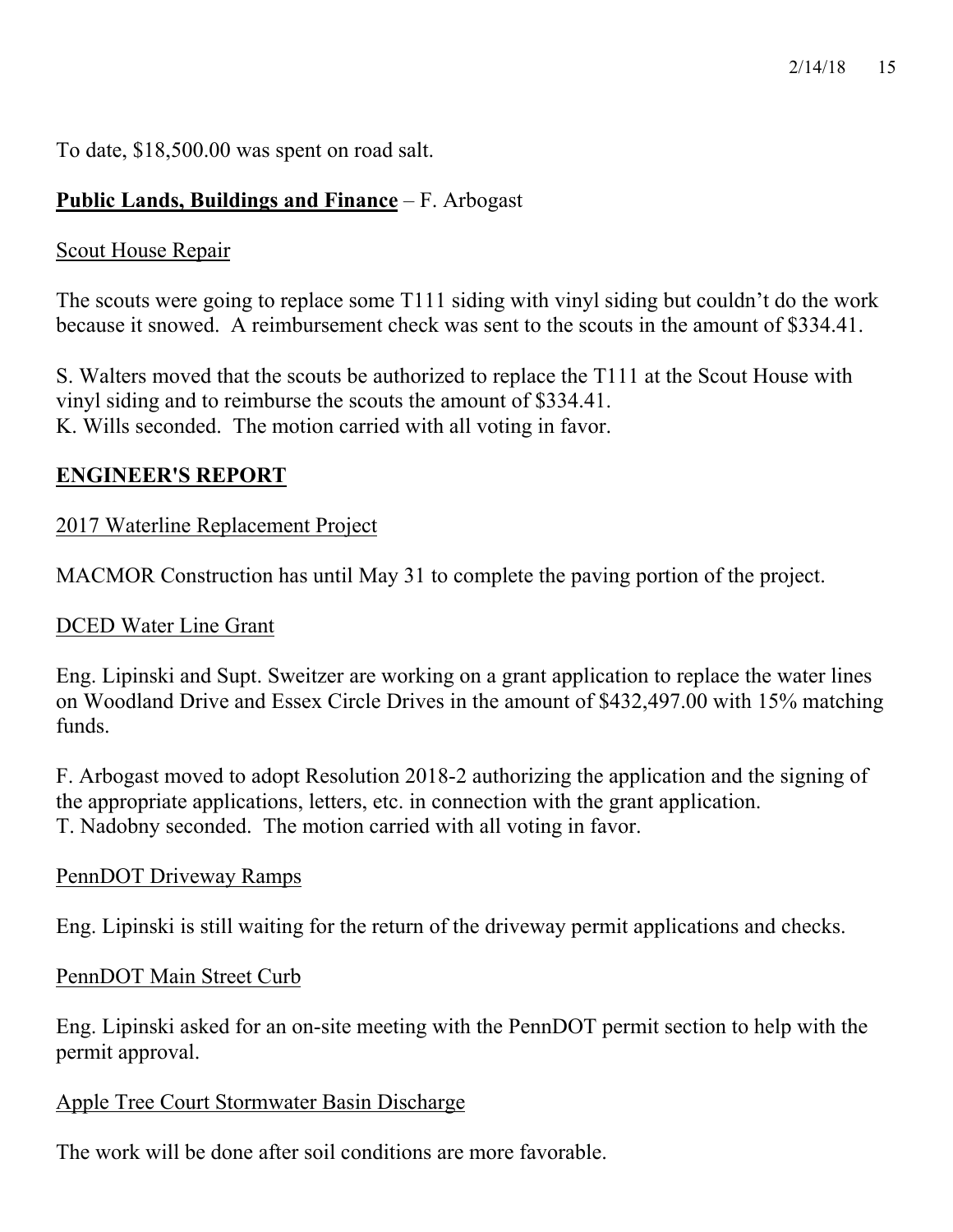To date, $18,500.00 was spent on road salt.

**Public Lands, Buildings and Finance** – F. Arbogast

Scout House Repair

The scouts were going to replace some T111 siding with vinyl siding but couldn't do the work because it snowed. A reimbursement check was sent to the scouts in the amount of $334.41.

S. Walters moved that the scouts be authorized to replace the T111 at the Scout House with vinyl siding and to reimburse the scouts the amount of $334.41.
K. Wills seconded. The motion carried with all voting in favor.

## ENGINEER'S REPORT

2017 Waterline Replacement Project

MACMOR Construction has until May 31 to complete the paving portion of the project.

DCED Water Line Grant

Eng. Lipinski and Supt. Sweitzer are working on a grant application to replace the water lines on Woodland Drive and Essex Circle Drives in the amount of $432,497.00 with 15% matching funds.

F. Arbogast moved to adopt Resolution 2018-2 authorizing the application and the signing of the appropriate applications, letters, etc. in connection with the grant application.
T. Nadobny seconded. The motion carried with all voting in favor.

PennDOT Driveway Ramps

Eng. Lipinski is still waiting for the return of the driveway permit applications and checks.

PennDOT Main Street Curb

Eng. Lipinski asked for an on-site meeting with the PennDOT permit section to help with the permit approval.

Apple Tree Court Stormwater Basin Discharge

The work will be done after soil conditions are more favorable.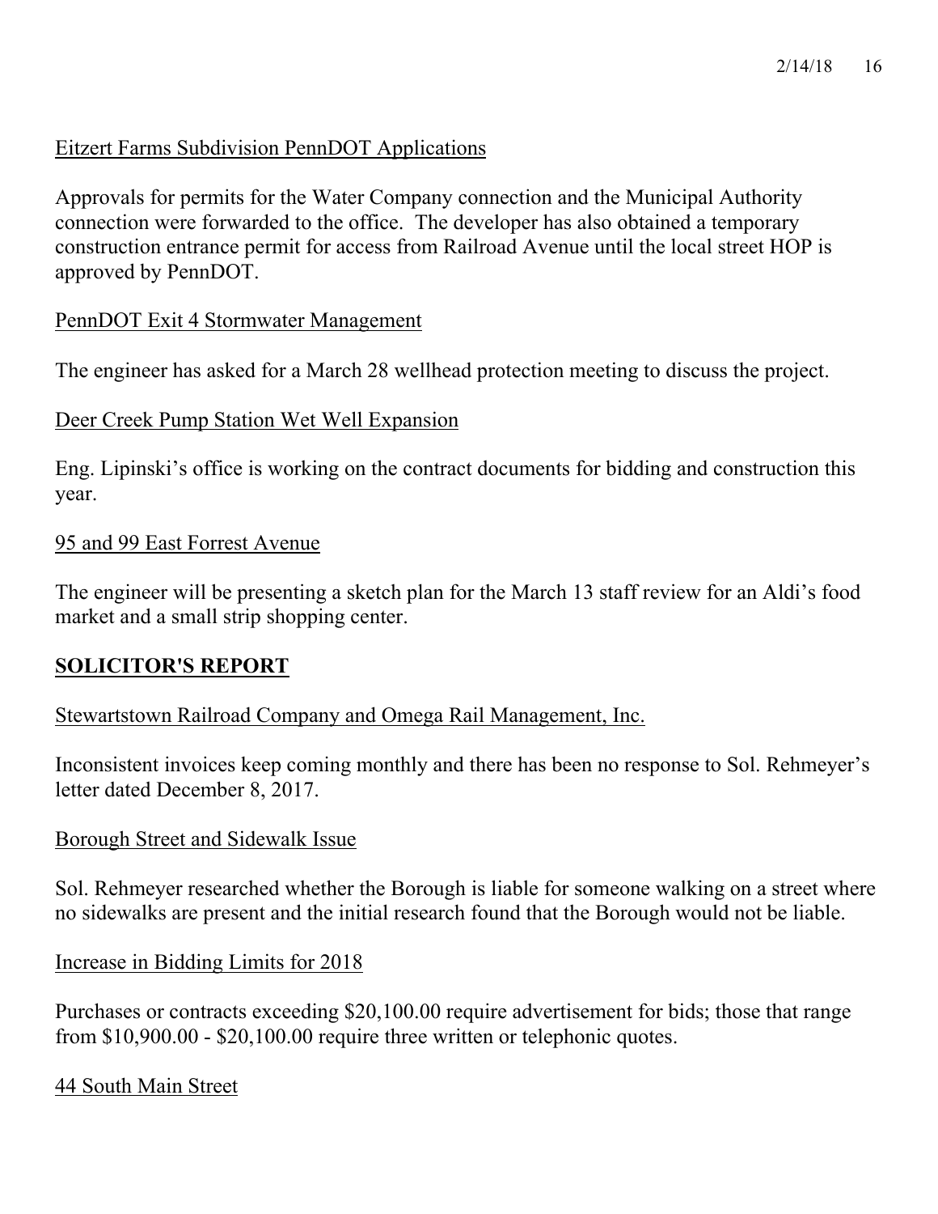Eitzert Farms Subdivision PennDOT Applications

Approvals for permits for the Water Company connection and the Municipal Authority connection were forwarded to the office. The developer has also obtained a temporary construction entrance permit for access from Railroad Avenue until the local street HOP is approved by PennDOT.

PennDOT Exit 4 Stormwater Management

The engineer has asked for a March 28 wellhead protection meeting to discuss the project.

Deer Creek Pump Station Wet Well Expansion

Eng. Lipinski's office is working on the contract documents for bidding and construction this year.

95 and 99 East Forrest Avenue

The engineer will be presenting a sketch plan for the March 13 staff review for an Aldi's food market and a small strip shopping center.

## SOLICITOR'S REPORT

Stewartstown Railroad Company and Omega Rail Management, Inc.

Inconsistent invoices keep coming monthly and there has been no response to Sol. Rehmeyer's letter dated December 8, 2017.

Borough Street and Sidewalk Issue

Sol. Rehmeyer researched whether the Borough is liable for someone walking on a street where no sidewalks are present and the initial research found that the Borough would not be liable.

Increase in Bidding Limits for 2018

Purchases or contracts exceeding $20,100.00 require advertisement for bids; those that range from $10,900.00 - $20,100.00 require three written or telephonic quotes.

44 South Main Street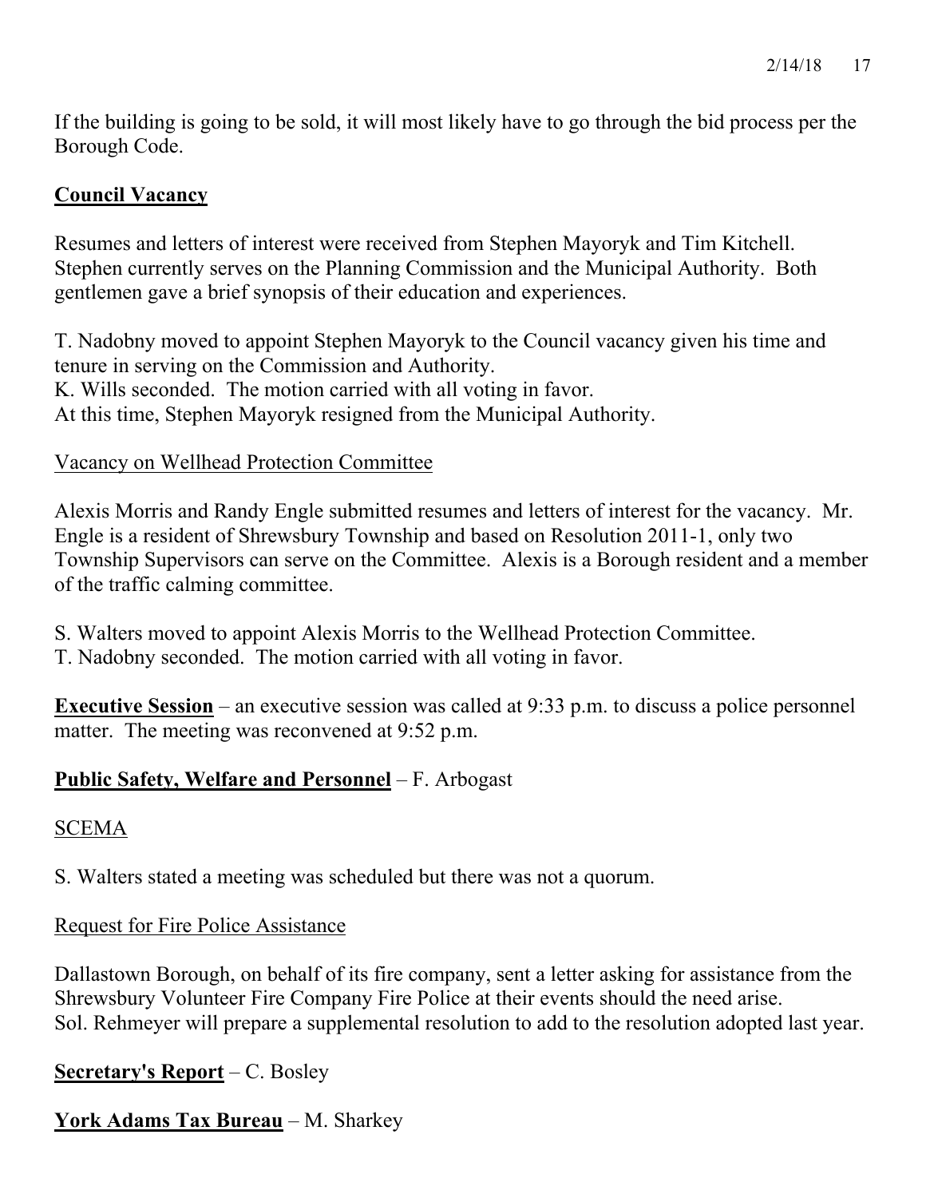If the building is going to be sold, it will most likely have to go through the bid process per the Borough Code.

**Council Vacancy**

Resumes and letters of interest were received from Stephen Mayoryk and Tim Kitchell. Stephen currently serves on the Planning Commission and the Municipal Authority. Both gentlemen gave a brief synopsis of their education and experiences.

T. Nadobny moved to appoint Stephen Mayoryk to the Council vacancy given his time and tenure in serving on the Commission and Authority.
K. Wills seconded. The motion carried with all voting in favor.
At this time, Stephen Mayoryk resigned from the Municipal Authority.

Vacancy on Wellhead Protection Committee

Alexis Morris and Randy Engle submitted resumes and letters of interest for the vacancy. Mr. Engle is a resident of Shrewsbury Township and based on Resolution 2011-1, only two Township Supervisors can serve on the Committee. Alexis is a Borough resident and a member of the traffic calming committee.

S. Walters moved to appoint Alexis Morris to the Wellhead Protection Committee.
T. Nadobny seconded. The motion carried with all voting in favor.

**Executive Session** – an executive session was called at 9:33 p.m. to discuss a police personnel matter. The meeting was reconvened at 9:52 p.m.

**Public Safety, Welfare and Personnel** – F. Arbogast

SCEMA

S. Walters stated a meeting was scheduled but there was not a quorum.

Request for Fire Police Assistance

Dallastown Borough, on behalf of its fire company, sent a letter asking for assistance from the Shrewsbury Volunteer Fire Company Fire Police at their events should the need arise.
Sol. Rehmeyer will prepare a supplemental resolution to add to the resolution adopted last year.

**Secretary's Report** – C. Bosley

**York Adams Tax Bureau** – M. Sharkey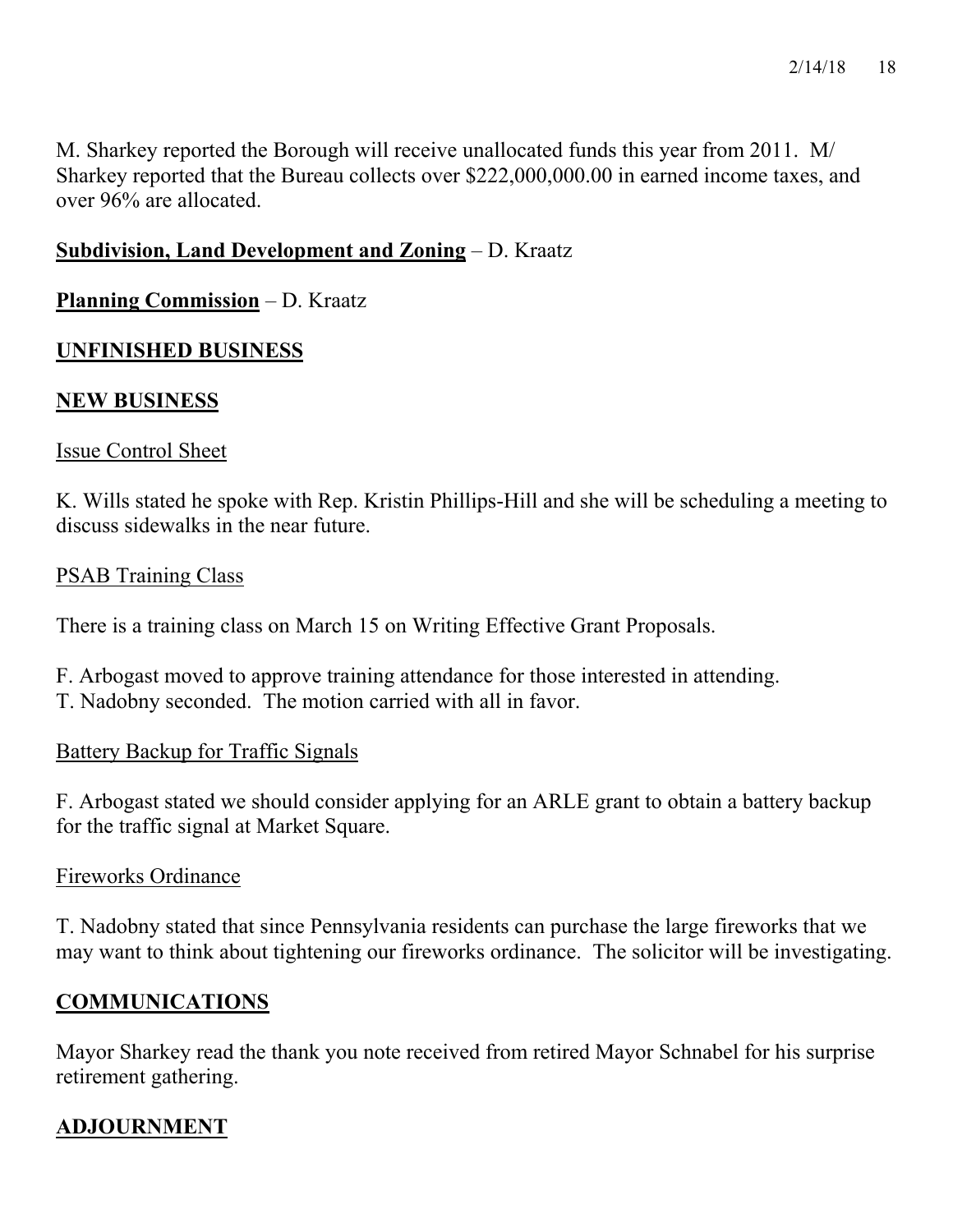M. Sharkey reported the Borough will receive unallocated funds this year from 2011. M/ Sharkey reported that the Bureau collects over $222,000,000.00 in earned income taxes, and over 96% are allocated.

**Subdivision, Land Development and Zoning** – D. Kraatz

**Planning Commission** – D. Kraatz

## UNFINISHED BUSINESS

## NEW BUSINESS

Issue Control Sheet

K. Wills stated he spoke with Rep. Kristin Phillips-Hill and she will be scheduling a meeting to discuss sidewalks in the near future.

PSAB Training Class

There is a training class on March 15 on Writing Effective Grant Proposals.

F. Arbogast moved to approve training attendance for those interested in attending.
T. Nadobny seconded. The motion carried with all in favor.

Battery Backup for Traffic Signals

F. Arbogast stated we should consider applying for an ARLE grant to obtain a battery backup for the traffic signal at Market Square.

Fireworks Ordinance

T. Nadobny stated that since Pennsylvania residents can purchase the large fireworks that we may want to think about tightening our fireworks ordinance. The solicitor will be investigating.

## COMMUNICATIONS

Mayor Sharkey read the thank you note received from retired Mayor Schnabel for his surprise retirement gathering.

## ADJOURNMENT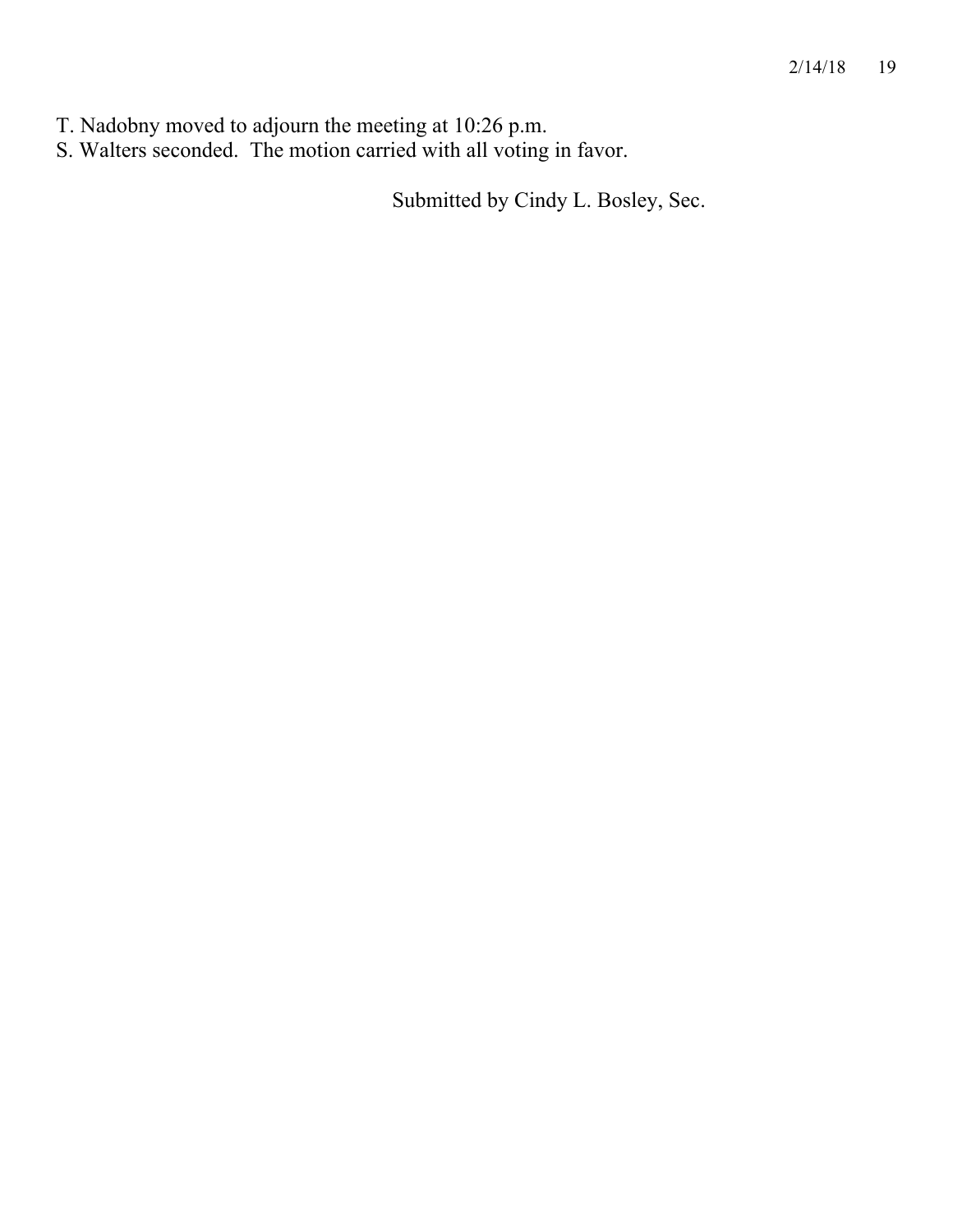T. Nadobny moved to adjourn the meeting at 10:26 p.m.
S. Walters seconded. The motion carried with all voting in favor.

Submitted by Cindy L. Bosley, Sec.